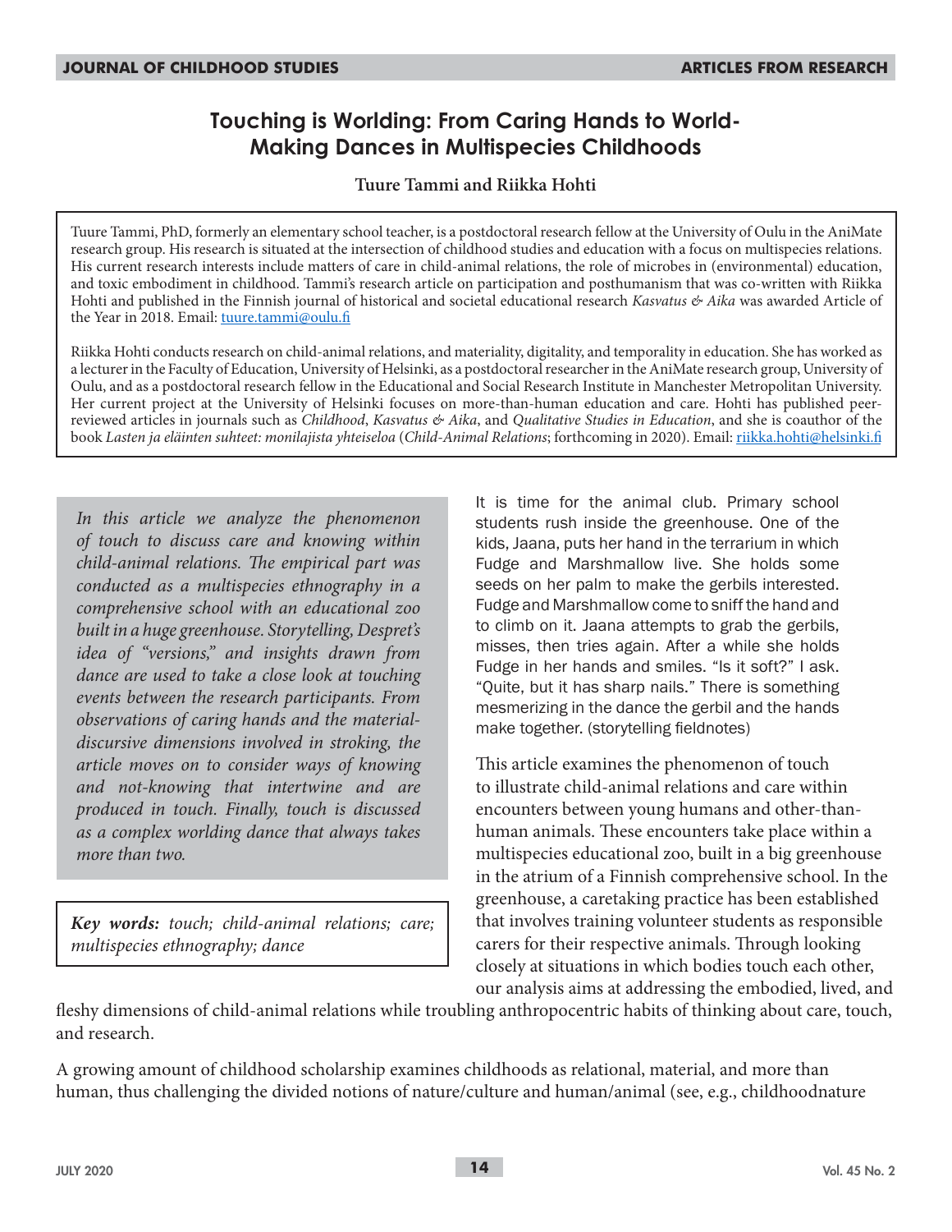# Touching is Worlding: From Caring Hands to World-Making Dances in Multispecies Childhoods

**Tuure Tammi and Riikka Hohti**

Tuure Tammi, PhD, formerly an elementary school teacher, is a postdoctoral research fellow at the University of Oulu in the AniMate research group. His research is situated at the intersection of childhood studies and education with a focus on multispecies relations. His current research interests include matters of care in child-animal relations, the role of microbes in (environmental) education, and toxic embodiment in childhood. Tammi's research article on participation and posthumanism that was co-written with Riikka Hohti and published in the Finnish journal of historical and societal educational research *Kasvatus & Aika* was awarded Article of the Year in 2018. Email: tuure.tammi@oulu.fi

Riikka Hohti conducts research on child-animal relations, and materiality, digitality, and temporality in education. She has worked as a lecturer in the Faculty of Education, University of Helsinki, as a postdoctoral researcher in the AniMate research group, University of Oulu, and as a postdoctoral research fellow in the Educational and Social Research Institute in Manchester Metropolitan University. Her current project at the University of Helsinki focuses on more-than-human education and care. Hohti has published peer-reviewed articles in journals such as *Childhood*, *Kasvatus & Aika*, and *Qualitative Studies in Education*, and she is coauthor of the book *Lasten ja eläinten suhteet: monilajista yhteiseloa* (*Child-Animal Relations*; forthcoming in 2020). Email: riikka.hohti@helsinki.fi

*In this article we analyze the phenomenon of touch to discuss care and knowing within child-animal relations. The empirical part was conducted as a multispecies ethnography in a comprehensive school with an educational zoo built in a huge greenhouse. Storytelling, Despret's idea of "versions," and insights drawn from dance are used to take a close look at touching events between the research participants. From observations of caring hands and the material-discursive dimensions involved in stroking, the article moves on to consider ways of knowing and not-knowing that intertwine and are produced in touch. Finally, touch is discussed as a complex worlding dance that always takes more than two.*

***Key words:*** *touch; child-animal relations; care; multispecies ethnography; dance*

It is time for the animal club. Primary school students rush inside the greenhouse. One of the kids, Jaana, puts her hand in the terrarium in which Fudge and Marshmallow live. She holds some seeds on her palm to make the gerbils interested. Fudge and Marshmallow come to sniff the hand and to climb on it. Jaana attempts to grab the gerbils, misses, then tries again. After a while she holds Fudge in her hands and smiles. "Is it soft?" I ask. "Quite, but it has sharp nails." There is something mesmerizing in the dance the gerbil and the hands make together. (storytelling fieldnotes)

This article examines the phenomenon of touch to illustrate child-animal relations and care within encounters between young humans and other-than-human animals. These encounters take place within a multispecies educational zoo, built in a big greenhouse in the atrium of a Finnish comprehensive school. In the greenhouse, a caretaking practice has been established that involves training volunteer students as responsible carers for their respective animals. Through looking closely at situations in which bodies touch each other, our analysis aims at addressing the embodied, lived, and fleshy dimensions of child-animal relations while troubling anthropocentric habits of thinking about care, touch, and research.

A growing amount of childhood scholarship examines childhoods as relational, material, and more than human, thus challenging the divided notions of nature/culture and human/animal (see, e.g., childhoodnature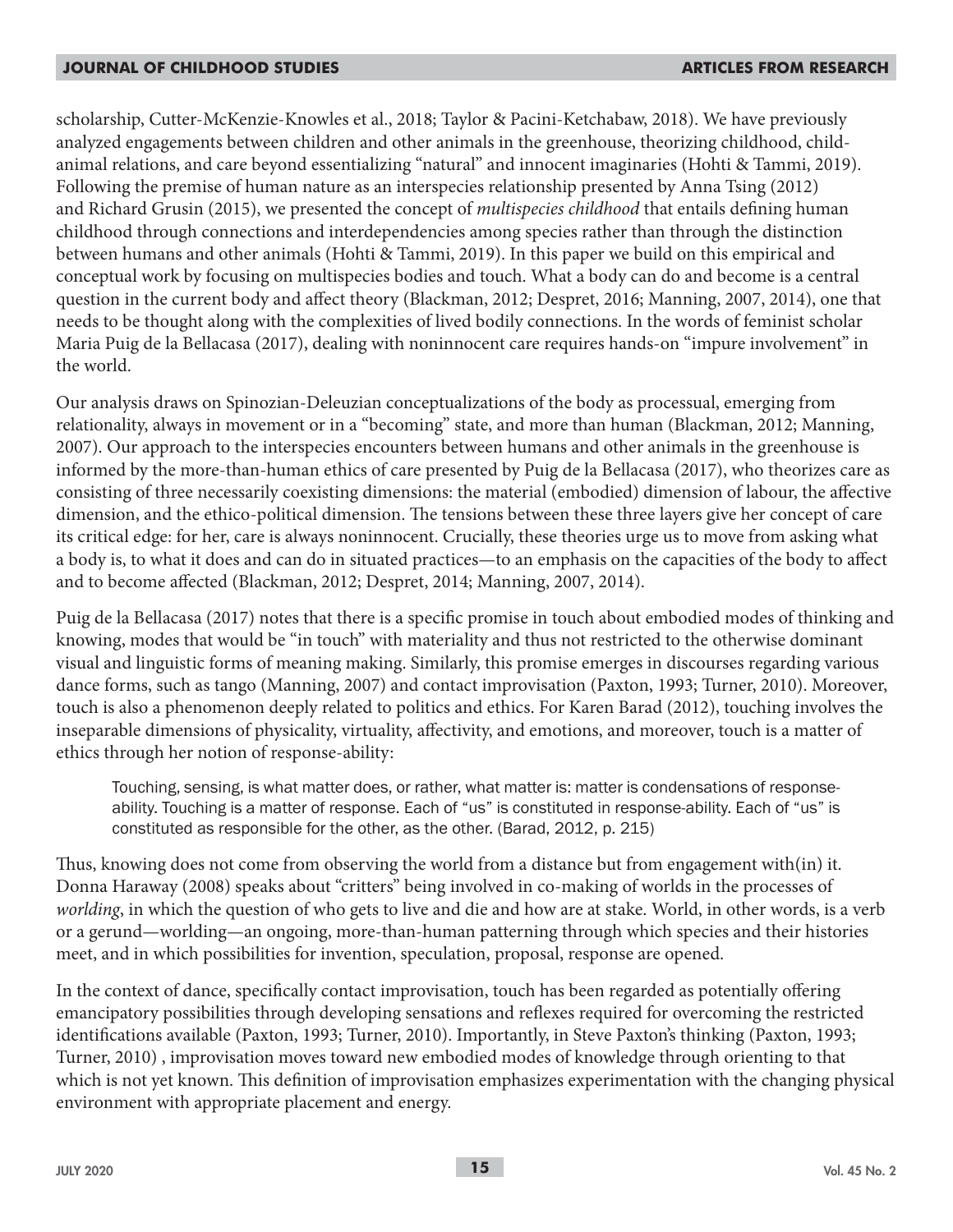scholarship, Cutter-McKenzie-Knowles et al., 2018; Taylor & Pacini-Ketchabaw, 2018). We have previously analyzed engagements between children and other animals in the greenhouse, theorizing childhood, child-animal relations, and care beyond essentializing "natural" and innocent imaginaries (Hohti & Tammi, 2019). Following the premise of human nature as an interspecies relationship presented by Anna Tsing (2012) and Richard Grusin (2015), we presented the concept of *multispecies childhood* that entails defining human childhood through connections and interdependencies among species rather than through the distinction between humans and other animals (Hohti & Tammi, 2019). In this paper we build on this empirical and conceptual work by focusing on multispecies bodies and touch. What a body can do and become is a central question in the current body and affect theory (Blackman, 2012; Despret, 2016; Manning, 2007, 2014), one that needs to be thought along with the complexities of lived bodily connections. In the words of feminist scholar Maria Puig de la Bellacasa (2017), dealing with noninnocent care requires hands-on "impure involvement" in the world.

Our analysis draws on Spinozian-Deleuzian conceptualizations of the body as processual, emerging from relationality, always in movement or in a "becoming" state, and more than human (Blackman, 2012; Manning, 2007). Our approach to the interspecies encounters between humans and other animals in the greenhouse is informed by the more-than-human ethics of care presented by Puig de la Bellacasa (2017), who theorizes care as consisting of three necessarily coexisting dimensions: the material (embodied) dimension of labour, the affective dimension, and the ethico-political dimension. The tensions between these three layers give her concept of care its critical edge: for her, care is always noninnocent. Crucially, these theories urge us to move from asking what a body is, to what it does and can do in situated practices—to an emphasis on the capacities of the body to affect and to become affected (Blackman, 2012; Despret, 2014; Manning, 2007, 2014).

Puig de la Bellacasa (2017) notes that there is a specific promise in touch about embodied modes of thinking and knowing, modes that would be "in touch" with materiality and thus not restricted to the otherwise dominant visual and linguistic forms of meaning making. Similarly, this promise emerges in discourses regarding various dance forms, such as tango (Manning, 2007) and contact improvisation (Paxton, 1993; Turner, 2010). Moreover, touch is also a phenomenon deeply related to politics and ethics. For Karen Barad (2012), touching involves the inseparable dimensions of physicality, virtuality, affectivity, and emotions, and moreover, touch is a matter of ethics through her notion of response-ability:

> Touching, sensing, is what matter does, or rather, what matter is: matter is condensations of response-ability. Touching is a matter of response. Each of "us" is constituted in response-ability. Each of "us" is constituted as responsible for the other, as the other. (Barad, 2012, p. 215)

Thus, knowing does not come from observing the world from a distance but from engagement with(in) it. Donna Haraway (2008) speaks about "critters" being involved in co-making of worlds in the processes of *worlding*, in which the question of who gets to live and die and how are at stake. World, in other words, is a verb or a gerund—worlding—an ongoing, more-than-human patterning through which species and their histories meet, and in which possibilities for invention, speculation, proposal, response are opened.

In the context of dance, specifically contact improvisation, touch has been regarded as potentially offering emancipatory possibilities through developing sensations and reflexes required for overcoming the restricted identifications available (Paxton, 1993; Turner, 2010). Importantly, in Steve Paxton's thinking (Paxton, 1993; Turner, 2010) , improvisation moves toward new embodied modes of knowledge through orienting to that which is not yet known. This definition of improvisation emphasizes experimentation with the changing physical environment with appropriate placement and energy.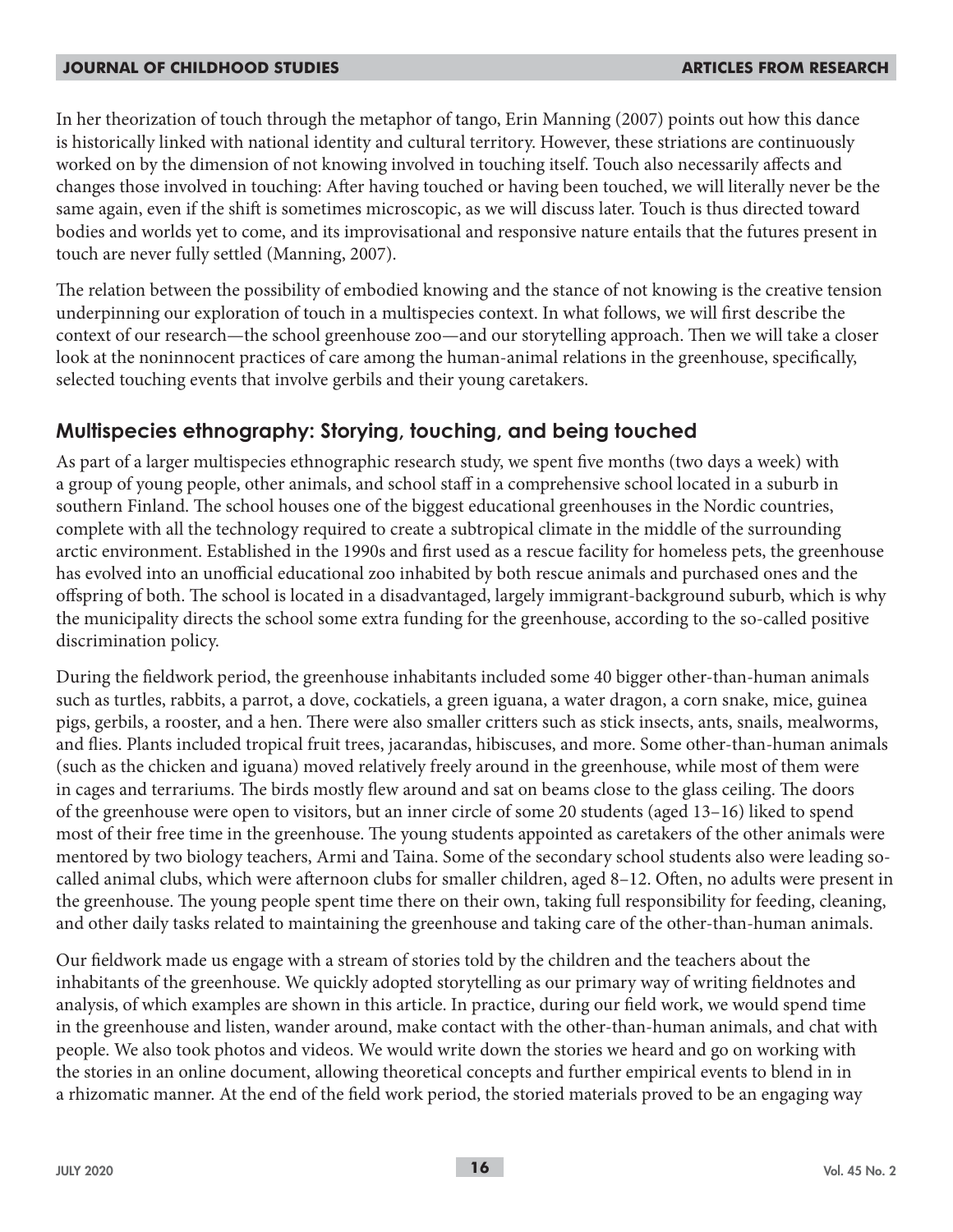In her theorization of touch through the metaphor of tango, Erin Manning (2007) points out how this dance is historically linked with national identity and cultural territory. However, these striations are continuously worked on by the dimension of not knowing involved in touching itself. Touch also necessarily affects and changes those involved in touching: After having touched or having been touched, we will literally never be the same again, even if the shift is sometimes microscopic, as we will discuss later. Touch is thus directed toward bodies and worlds yet to come, and its improvisational and responsive nature entails that the futures present in touch are never fully settled (Manning, 2007).

The relation between the possibility of embodied knowing and the stance of not knowing is the creative tension underpinning our exploration of touch in a multispecies context. In what follows, we will first describe the context of our research—the school greenhouse zoo—and our storytelling approach. Then we will take a closer look at the noninnocent practices of care among the human-animal relations in the greenhouse, specifically, selected touching events that involve gerbils and their young caretakers.

## Multispecies ethnography: Storying, touching, and being touched

As part of a larger multispecies ethnographic research study, we spent five months (two days a week) with a group of young people, other animals, and school staff in a comprehensive school located in a suburb in southern Finland. The school houses one of the biggest educational greenhouses in the Nordic countries, complete with all the technology required to create a subtropical climate in the middle of the surrounding arctic environment. Established in the 1990s and first used as a rescue facility for homeless pets, the greenhouse has evolved into an unofficial educational zoo inhabited by both rescue animals and purchased ones and the offspring of both. The school is located in a disadvantaged, largely immigrant-background suburb, which is why the municipality directs the school some extra funding for the greenhouse, according to the so-called positive discrimination policy.

During the fieldwork period, the greenhouse inhabitants included some 40 bigger other-than-human animals such as turtles, rabbits, a parrot, a dove, cockatiels, a green iguana, a water dragon, a corn snake, mice, guinea pigs, gerbils, a rooster, and a hen. There were also smaller critters such as stick insects, ants, snails, mealworms, and flies. Plants included tropical fruit trees, jacarandas, hibiscuses, and more. Some other-than-human animals (such as the chicken and iguana) moved relatively freely around in the greenhouse, while most of them were in cages and terrariums. The birds mostly flew around and sat on beams close to the glass ceiling. The doors of the greenhouse were open to visitors, but an inner circle of some 20 students (aged 13–16) liked to spend most of their free time in the greenhouse. The young students appointed as caretakers of the other animals were mentored by two biology teachers, Armi and Taina. Some of the secondary school students also were leading so-called animal clubs, which were afternoon clubs for smaller children, aged 8–12. Often, no adults were present in the greenhouse. The young people spent time there on their own, taking full responsibility for feeding, cleaning, and other daily tasks related to maintaining the greenhouse and taking care of the other-than-human animals.

Our fieldwork made us engage with a stream of stories told by the children and the teachers about the inhabitants of the greenhouse. We quickly adopted storytelling as our primary way of writing fieldnotes and analysis, of which examples are shown in this article. In practice, during our field work, we would spend time in the greenhouse and listen, wander around, make contact with the other-than-human animals, and chat with people. We also took photos and videos. We would write down the stories we heard and go on working with the stories in an online document, allowing theoretical concepts and further empirical events to blend in in a rhizomatic manner. At the end of the field work period, the storied materials proved to be an engaging way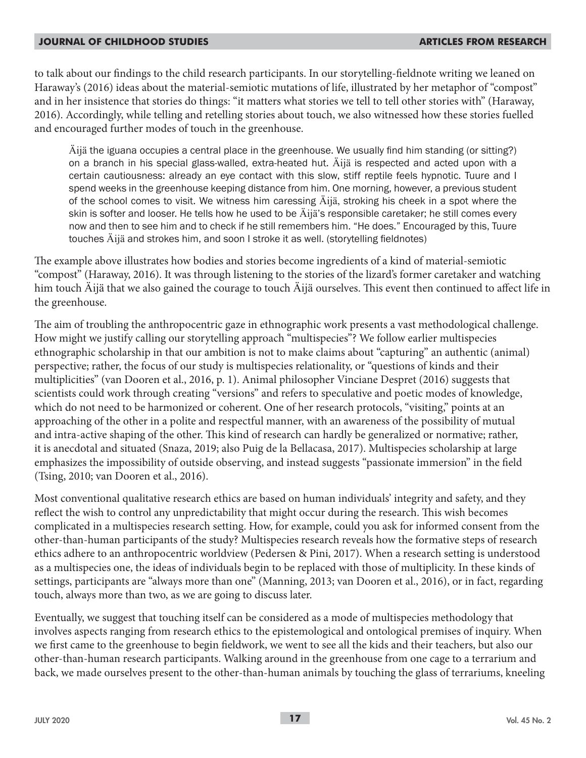to talk about our findings to the child research participants. In our storytelling-fieldnote writing we leaned on Haraway's (2016) ideas about the material-semiotic mutations of life, illustrated by her metaphor of "compost" and in her insistence that stories do things: "it matters what stories we tell to tell other stories with" (Haraway, 2016). Accordingly, while telling and retelling stories about touch, we also witnessed how these stories fuelled and encouraged further modes of touch in the greenhouse.

> Äijä the iguana occupies a central place in the greenhouse. We usually find him standing (or sitting?) on a branch in his special glass-walled, extra-heated hut. Äijä is respected and acted upon with a certain cautiousness: already an eye contact with this slow, stiff reptile feels hypnotic. Tuure and I spend weeks in the greenhouse keeping distance from him. One morning, however, a previous student of the school comes to visit. We witness him caressing Äijä, stroking his cheek in a spot where the skin is softer and looser. He tells how he used to be Äijä's responsible caretaker; he still comes every now and then to see him and to check if he still remembers him. "He does." Encouraged by this, Tuure touches Äijä and strokes him, and soon I stroke it as well. (storytelling fieldnotes)

The example above illustrates how bodies and stories become ingredients of a kind of material-semiotic "compost" (Haraway, 2016). It was through listening to the stories of the lizard's former caretaker and watching him touch Äijä that we also gained the courage to touch Äijä ourselves. This event then continued to affect life in the greenhouse.

The aim of troubling the anthropocentric gaze in ethnographic work presents a vast methodological challenge. How might we justify calling our storytelling approach "multispecies"? We follow earlier multispecies ethnographic scholarship in that our ambition is not to make claims about "capturing" an authentic (animal) perspective; rather, the focus of our study is multispecies relationality, or "questions of kinds and their multiplicities" (van Dooren et al., 2016, p. 1). Animal philosopher Vinciane Despret (2016) suggests that scientists could work through creating "versions" and refers to speculative and poetic modes of knowledge, which do not need to be harmonized or coherent. One of her research protocols, "visiting," points at an approaching of the other in a polite and respectful manner, with an awareness of the possibility of mutual and intra-active shaping of the other. This kind of research can hardly be generalized or normative; rather, it is anecdotal and situated (Snaza, 2019; also Puig de la Bellacasa, 2017). Multispecies scholarship at large emphasizes the impossibility of outside observing, and instead suggests "passionate immersion" in the field (Tsing, 2010; van Dooren et al., 2016).

Most conventional qualitative research ethics are based on human individuals' integrity and safety, and they reflect the wish to control any unpredictability that might occur during the research. This wish becomes complicated in a multispecies research setting. How, for example, could you ask for informed consent from the other-than-human participants of the study? Multispecies research reveals how the formative steps of research ethics adhere to an anthropocentric worldview (Pedersen & Pini, 2017). When a research setting is understood as a multispecies one, the ideas of individuals begin to be replaced with those of multiplicity. In these kinds of settings, participants are "always more than one" (Manning, 2013; van Dooren et al., 2016), or in fact, regarding touch, always more than two, as we are going to discuss later.

Eventually, we suggest that touching itself can be considered as a mode of multispecies methodology that involves aspects ranging from research ethics to the epistemological and ontological premises of inquiry. When we first came to the greenhouse to begin fieldwork, we went to see all the kids and their teachers, but also our other-than-human research participants. Walking around in the greenhouse from one cage to a terrarium and back, we made ourselves present to the other-than-human animals by touching the glass of terrariums, kneeling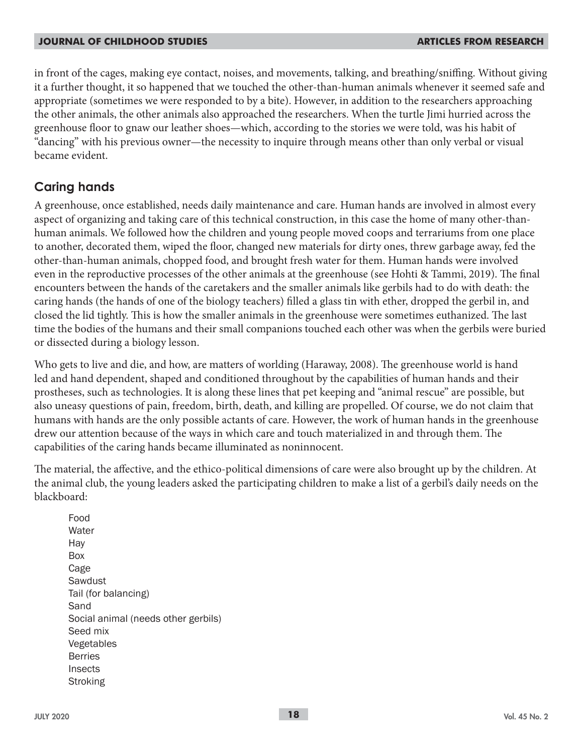in front of the cages, making eye contact, noises, and movements, talking, and breathing/sniffing. Without giving it a further thought, it so happened that we touched the other-than-human animals whenever it seemed safe and appropriate (sometimes we were responded to by a bite). However, in addition to the researchers approaching the other animals, the other animals also approached the researchers. When the turtle Jimi hurried across the greenhouse floor to gnaw our leather shoes—which, according to the stories we were told, was his habit of "dancing" with his previous owner—the necessity to inquire through means other than only verbal or visual became evident.

## Caring hands

A greenhouse, once established, needs daily maintenance and care. Human hands are involved in almost every aspect of organizing and taking care of this technical construction, in this case the home of many other-than-human animals. We followed how the children and young people moved coops and terrariums from one place to another, decorated them, wiped the floor, changed new materials for dirty ones, threw garbage away, fed the other-than-human animals, chopped food, and brought fresh water for them. Human hands were involved even in the reproductive processes of the other animals at the greenhouse (see Hohti & Tammi, 2019). The final encounters between the hands of the caretakers and the smaller animals like gerbils had to do with death: the caring hands (the hands of one of the biology teachers) filled a glass tin with ether, dropped the gerbil in, and closed the lid tightly. This is how the smaller animals in the greenhouse were sometimes euthanized. The last time the bodies of the humans and their small companions touched each other was when the gerbils were buried or dissected during a biology lesson.

Who gets to live and die, and how, are matters of worlding (Haraway, 2008). The greenhouse world is hand led and hand dependent, shaped and conditioned throughout by the capabilities of human hands and their prostheses, such as technologies. It is along these lines that pet keeping and "animal rescue" are possible, but also uneasy questions of pain, freedom, birth, death, and killing are propelled. Of course, we do not claim that humans with hands are the only possible actants of care. However, the work of human hands in the greenhouse drew our attention because of the ways in which care and touch materialized in and through them. The capabilities of the caring hands became illuminated as noninnocent.

The material, the affective, and the ethico-political dimensions of care were also brought up by the children. At the animal club, the young leaders asked the participating children to make a list of a gerbil's daily needs on the blackboard:

> Food
> Water
> Hay
> Box
> Cage
> Sawdust
> Tail (for balancing)
> Sand
> Social animal (needs other gerbils)
> Seed mix
> Vegetables
> Berries
> Insects
> Stroking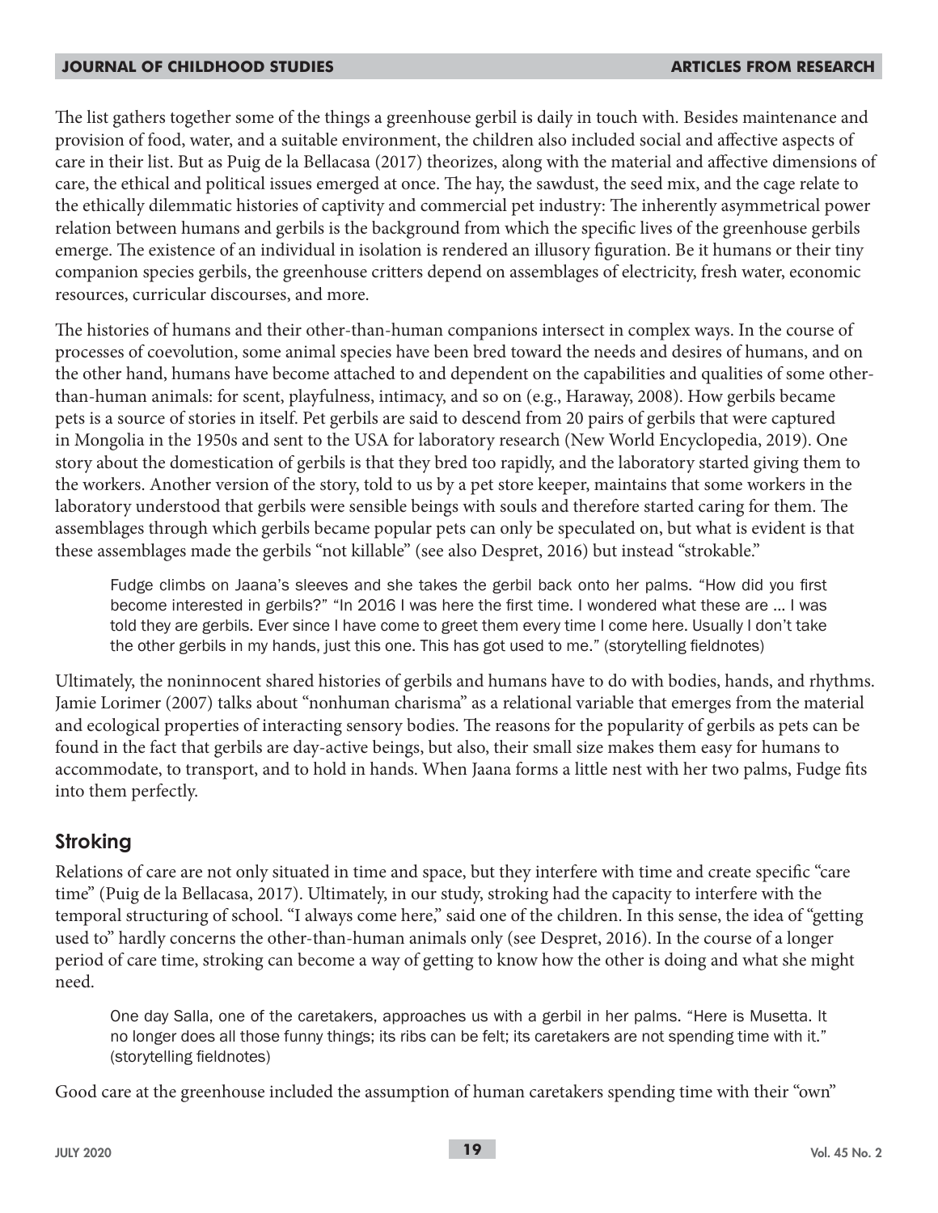The list gathers together some of the things a greenhouse gerbil is daily in touch with. Besides maintenance and provision of food, water, and a suitable environment, the children also included social and affective aspects of care in their list. But as Puig de la Bellacasa (2017) theorizes, along with the material and affective dimensions of care, the ethical and political issues emerged at once. The hay, the sawdust, the seed mix, and the cage relate to the ethically dilemmatic histories of captivity and commercial pet industry: The inherently asymmetrical power relation between humans and gerbils is the background from which the specific lives of the greenhouse gerbils emerge. The existence of an individual in isolation is rendered an illusory figuration. Be it humans or their tiny companion species gerbils, the greenhouse critters depend on assemblages of electricity, fresh water, economic resources, curricular discourses, and more.

The histories of humans and their other-than-human companions intersect in complex ways. In the course of processes of coevolution, some animal species have been bred toward the needs and desires of humans, and on the other hand, humans have become attached to and dependent on the capabilities and qualities of some other-than-human animals: for scent, playfulness, intimacy, and so on (e.g., Haraway, 2008). How gerbils became pets is a source of stories in itself. Pet gerbils are said to descend from 20 pairs of gerbils that were captured in Mongolia in the 1950s and sent to the USA for laboratory research (New World Encyclopedia, 2019). One story about the domestication of gerbils is that they bred too rapidly, and the laboratory started giving them to the workers. Another version of the story, told to us by a pet store keeper, maintains that some workers in the laboratory understood that gerbils were sensible beings with souls and therefore started caring for them. The assemblages through which gerbils became popular pets can only be speculated on, but what is evident is that these assemblages made the gerbils "not killable" (see also Despret, 2016) but instead "strokable."

> Fudge climbs on Jaana's sleeves and she takes the gerbil back onto her palms. "How did you first become interested in gerbils?" "In 2016 I was here the first time. I wondered what these are … I was told they are gerbils. Ever since I have come to greet them every time I come here. Usually I don't take the other gerbils in my hands, just this one. This has got used to me." (storytelling fieldnotes)

Ultimately, the noninnocent shared histories of gerbils and humans have to do with bodies, hands, and rhythms. Jamie Lorimer (2007) talks about "nonhuman charisma" as a relational variable that emerges from the material and ecological properties of interacting sensory bodies. The reasons for the popularity of gerbils as pets can be found in the fact that gerbils are day-active beings, but also, their small size makes them easy for humans to accommodate, to transport, and to hold in hands. When Jaana forms a little nest with her two palms, Fudge fits into them perfectly.

## Stroking

Relations of care are not only situated in time and space, but they interfere with time and create specific "care time" (Puig de la Bellacasa, 2017). Ultimately, in our study, stroking had the capacity to interfere with the temporal structuring of school. "I always come here," said one of the children. In this sense, the idea of "getting used to" hardly concerns the other-than-human animals only (see Despret, 2016). In the course of a longer period of care time, stroking can become a way of getting to know how the other is doing and what she might need.

> One day Salla, one of the caretakers, approaches us with a gerbil in her palms. "Here is Musetta. It no longer does all those funny things; its ribs can be felt; its caretakers are not spending time with it." (storytelling fieldnotes)

Good care at the greenhouse included the assumption of human caretakers spending time with their "own"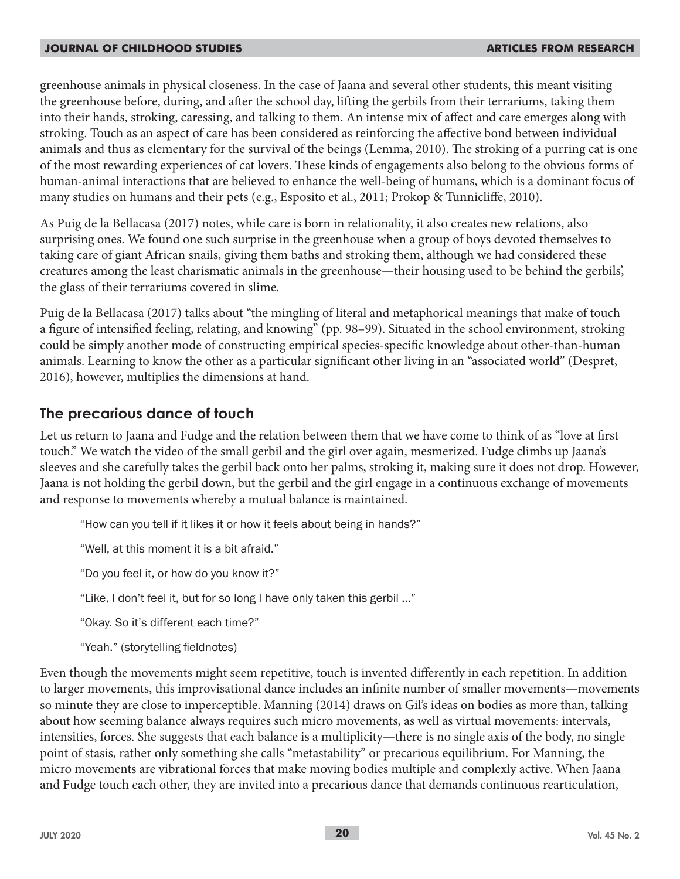greenhouse animals in physical closeness. In the case of Jaana and several other students, this meant visiting the greenhouse before, during, and after the school day, lifting the gerbils from their terrariums, taking them into their hands, stroking, caressing, and talking to them. An intense mix of affect and care emerges along with stroking. Touch as an aspect of care has been considered as reinforcing the affective bond between individual animals and thus as elementary for the survival of the beings (Lemma, 2010). The stroking of a purring cat is one of the most rewarding experiences of cat lovers. These kinds of engagements also belong to the obvious forms of human-animal interactions that are believed to enhance the well-being of humans, which is a dominant focus of many studies on humans and their pets (e.g., Esposito et al., 2011; Prokop & Tunnicliffe, 2010).

As Puig de la Bellacasa (2017) notes, while care is born in relationality, it also creates new relations, also surprising ones. We found one such surprise in the greenhouse when a group of boys devoted themselves to taking care of giant African snails, giving them baths and stroking them, although we had considered these creatures among the least charismatic animals in the greenhouse—their housing used to be behind the gerbils', the glass of their terrariums covered in slime.

Puig de la Bellacasa (2017) talks about "the mingling of literal and metaphorical meanings that make of touch a figure of intensified feeling, relating, and knowing" (pp. 98–99). Situated in the school environment, stroking could be simply another mode of constructing empirical species-specific knowledge about other-than-human animals. Learning to know the other as a particular significant other living in an "associated world" (Despret, 2016), however, multiplies the dimensions at hand.

## The precarious dance of touch

Let us return to Jaana and Fudge and the relation between them that we have come to think of as "love at first touch." We watch the video of the small gerbil and the girl over again, mesmerized. Fudge climbs up Jaana's sleeves and she carefully takes the gerbil back onto her palms, stroking it, making sure it does not drop. However, Jaana is not holding the gerbil down, but the gerbil and the girl engage in a continuous exchange of movements and response to movements whereby a mutual balance is maintained.

> "How can you tell if it likes it or how it feels about being in hands?"
>
> "Well, at this moment it is a bit afraid."
>
> "Do you feel it, or how do you know it?"
>
> "Like, I don't feel it, but for so long I have only taken this gerbil ..."
>
> "Okay. So it's different each time?"
>
> "Yeah." (storytelling fieldnotes)

Even though the movements might seem repetitive, touch is invented differently in each repetition. In addition to larger movements, this improvisational dance includes an infinite number of smaller movements—movements so minute they are close to imperceptible. Manning (2014) draws on Gil's ideas on bodies as more than, talking about how seeming balance always requires such micro movements, as well as virtual movements: intervals, intensities, forces. She suggests that each balance is a multiplicity—there is no single axis of the body, no single point of stasis, rather only something she calls "metastability" or precarious equilibrium. For Manning, the micro movements are vibrational forces that make moving bodies multiple and complexly active. When Jaana and Fudge touch each other, they are invited into a precarious dance that demands continuous rearticulation,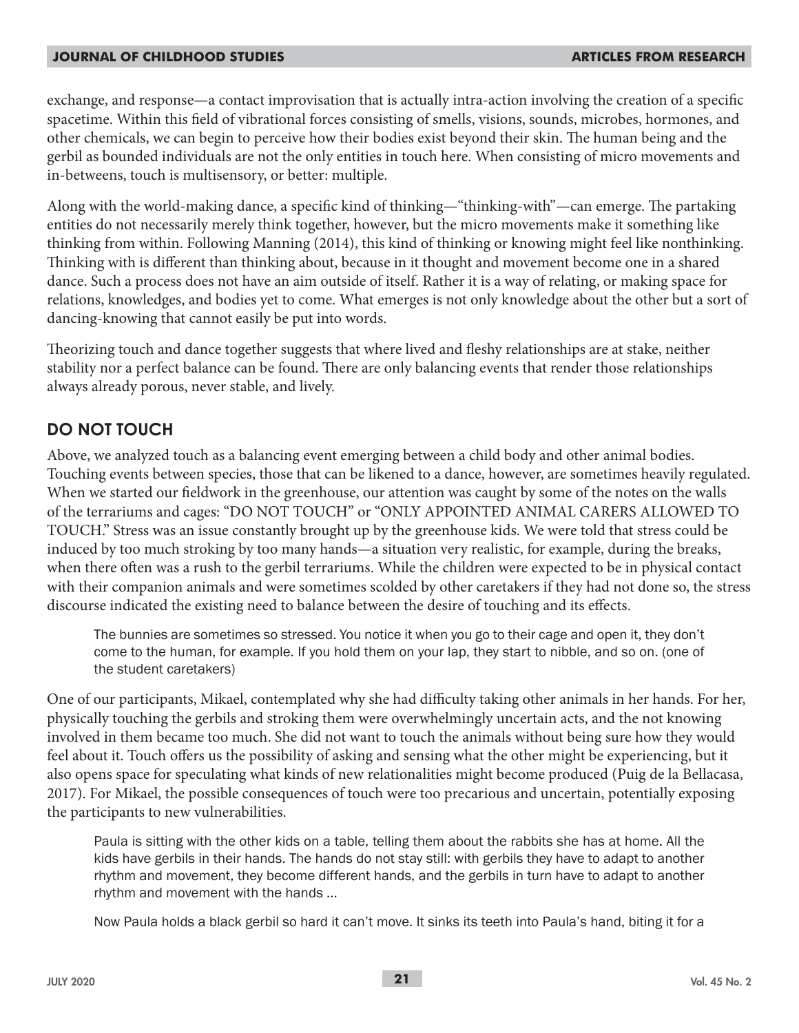exchange, and response—a contact improvisation that is actually intra-action involving the creation of a specific spacetime. Within this field of vibrational forces consisting of smells, visions, sounds, microbes, hormones, and other chemicals, we can begin to perceive how their bodies exist beyond their skin. The human being and the gerbil as bounded individuals are not the only entities in touch here. When consisting of micro movements and in-betweens, touch is multisensory, or better: multiple.

Along with the world-making dance, a specific kind of thinking—"thinking-with"—can emerge. The partaking entities do not necessarily merely think together, however, but the micro movements make it something like thinking from within. Following Manning (2014), this kind of thinking or knowing might feel like nonthinking. Thinking with is different than thinking about, because in it thought and movement become one in a shared dance. Such a process does not have an aim outside of itself. Rather it is a way of relating, or making space for relations, knowledges, and bodies yet to come. What emerges is not only knowledge about the other but a sort of dancing-knowing that cannot easily be put into words.

Theorizing touch and dance together suggests that where lived and fleshy relationships are at stake, neither stability nor a perfect balance can be found. There are only balancing events that render those relationships always already porous, never stable, and lively.

## DO NOT TOUCH

Above, we analyzed touch as a balancing event emerging between a child body and other animal bodies. Touching events between species, those that can be likened to a dance, however, are sometimes heavily regulated. When we started our fieldwork in the greenhouse, our attention was caught by some of the notes on the walls of the terrariums and cages: "DO NOT TOUCH" or "ONLY APPOINTED ANIMAL CARERS ALLOWED TO TOUCH." Stress was an issue constantly brought up by the greenhouse kids. We were told that stress could be induced by too much stroking by too many hands—a situation very realistic, for example, during the breaks, when there often was a rush to the gerbil terrariums. While the children were expected to be in physical contact with their companion animals and were sometimes scolded by other caretakers if they had not done so, the stress discourse indicated the existing need to balance between the desire of touching and its effects.

> The bunnies are sometimes so stressed. You notice it when you go to their cage and open it, they don't come to the human, for example. If you hold them on your lap, they start to nibble, and so on. (one of the student caretakers)

One of our participants, Mikael, contemplated why she had difficulty taking other animals in her hands. For her, physically touching the gerbils and stroking them were overwhelmingly uncertain acts, and the not knowing involved in them became too much. She did not want to touch the animals without being sure how they would feel about it. Touch offers us the possibility of asking and sensing what the other might be experiencing, but it also opens space for speculating what kinds of new relationalities might become produced (Puig de la Bellacasa, 2017). For Mikael, the possible consequences of touch were too precarious and uncertain, potentially exposing the participants to new vulnerabilities.

> Paula is sitting with the other kids on a table, telling them about the rabbits she has at home. All the kids have gerbils in their hands. The hands do not stay still: with gerbils they have to adapt to another rhythm and movement, they become different hands, and the gerbils in turn have to adapt to another rhythm and movement with the hands ...
>
> Now Paula holds a black gerbil so hard it can't move. It sinks its teeth into Paula's hand, biting it for a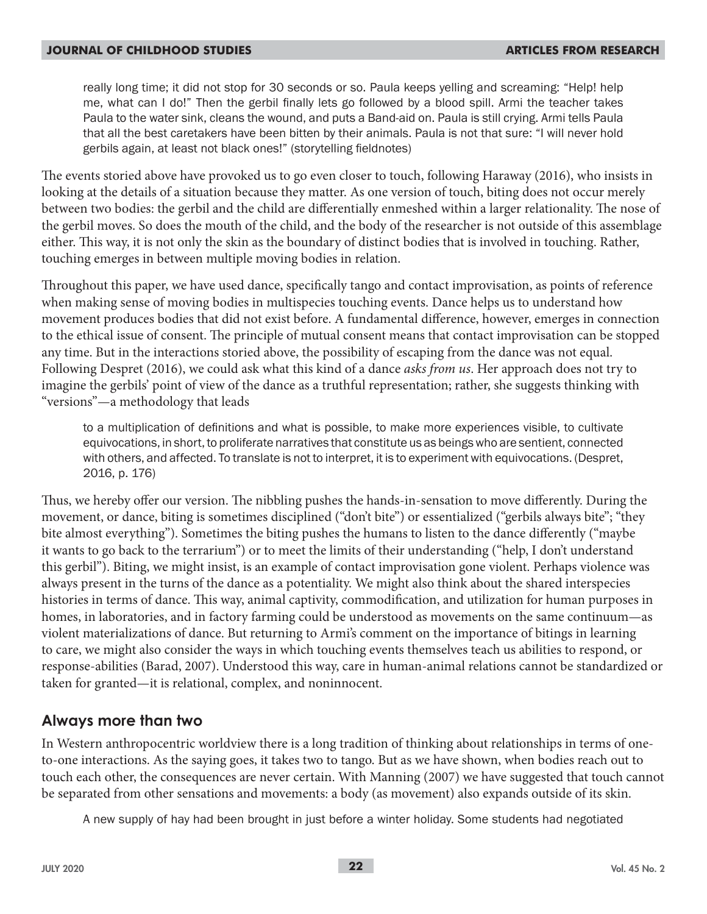really long time; it did not stop for 30 seconds or so. Paula keeps yelling and screaming: "Help! help me, what can I do!" Then the gerbil finally lets go followed by a blood spill. Armi the teacher takes Paula to the water sink, cleans the wound, and puts a Band-aid on. Paula is still crying. Armi tells Paula that all the best caretakers have been bitten by their animals. Paula is not that sure: "I will never hold gerbils again, at least not black ones!" (storytelling fieldnotes)

The events storied above have provoked us to go even closer to touch, following Haraway (2016), who insists in looking at the details of a situation because they matter. As one version of touch, biting does not occur merely between two bodies: the gerbil and the child are differentially enmeshed within a larger relationality. The nose of the gerbil moves. So does the mouth of the child, and the body of the researcher is not outside of this assemblage either. This way, it is not only the skin as the boundary of distinct bodies that is involved in touching. Rather, touching emerges in between multiple moving bodies in relation.

Throughout this paper, we have used dance, specifically tango and contact improvisation, as points of reference when making sense of moving bodies in multispecies touching events. Dance helps us to understand how movement produces bodies that did not exist before. A fundamental difference, however, emerges in connection to the ethical issue of consent. The principle of mutual consent means that contact improvisation can be stopped any time. But in the interactions storied above, the possibility of escaping from the dance was not equal. Following Despret (2016), we could ask what this kind of a dance *asks from us*. Her approach does not try to imagine the gerbils' point of view of the dance as a truthful representation; rather, she suggests thinking with "versions"—a methodology that leads

> to a multiplication of definitions and what is possible, to make more experiences visible, to cultivate equivocations, in short, to proliferate narratives that constitute us as beings who are sentient, connected with others, and affected. To translate is not to interpret, it is to experiment with equivocations. (Despret, 2016, p. 176)

Thus, we hereby offer our version. The nibbling pushes the hands-in-sensation to move differently. During the movement, or dance, biting is sometimes disciplined ("don't bite") or essentialized ("gerbils always bite"; "they bite almost everything"). Sometimes the biting pushes the humans to listen to the dance differently ("maybe it wants to go back to the terrarium") or to meet the limits of their understanding ("help, I don't understand this gerbil"). Biting, we might insist, is an example of contact improvisation gone violent. Perhaps violence was always present in the turns of the dance as a potentiality. We might also think about the shared interspecies histories in terms of dance. This way, animal captivity, commodification, and utilization for human purposes in homes, in laboratories, and in factory farming could be understood as movements on the same continuum—as violent materializations of dance. But returning to Armi's comment on the importance of bitings in learning to care, we might also consider the ways in which touching events themselves teach us abilities to respond, or response-abilities (Barad, 2007). Understood this way, care in human-animal relations cannot be standardized or taken for granted—it is relational, complex, and noninnocent.

## Always more than two

In Western anthropocentric worldview there is a long tradition of thinking about relationships in terms of one-to-one interactions. As the saying goes, it takes two to tango. But as we have shown, when bodies reach out to touch each other, the consequences are never certain. With Manning (2007) we have suggested that touch cannot be separated from other sensations and movements: a body (as movement) also expands outside of its skin.

> A new supply of hay had been brought in just before a winter holiday. Some students had negotiated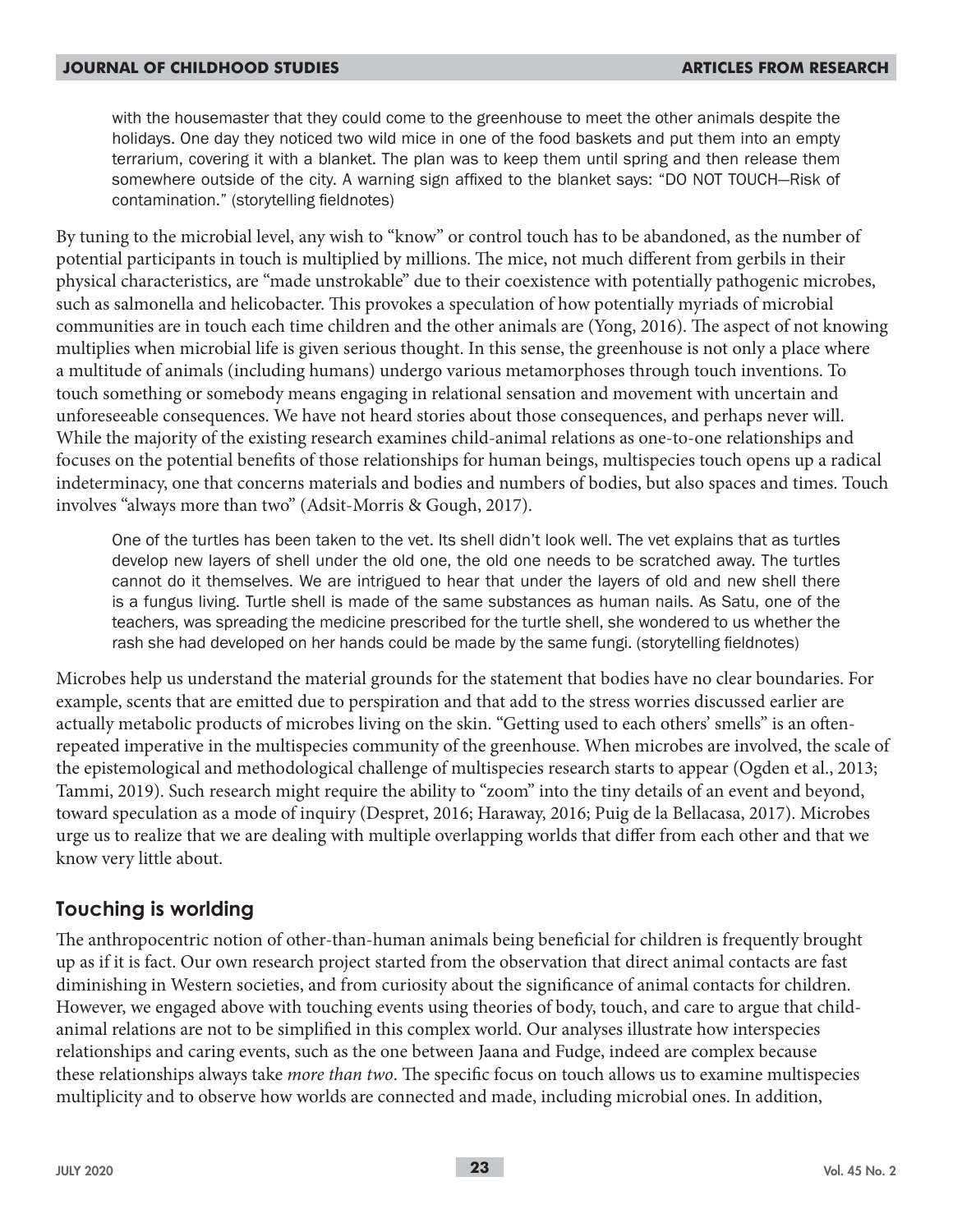> with the housemaster that they could come to the greenhouse to meet the other animals despite the holidays. One day they noticed two wild mice in one of the food baskets and put them into an empty terrarium, covering it with a blanket. The plan was to keep them until spring and then release them somewhere outside of the city. A warning sign affixed to the blanket says: "DO NOT TOUCH—Risk of contamination." (storytelling fieldnotes)

By tuning to the microbial level, any wish to "know" or control touch has to be abandoned, as the number of potential participants in touch is multiplied by millions. The mice, not much different from gerbils in their physical characteristics, are "made unstrokable" due to their coexistence with potentially pathogenic microbes, such as salmonella and helicobacter. This provokes a speculation of how potentially myriads of microbial communities are in touch each time children and the other animals are (Yong, 2016). The aspect of not knowing multiplies when microbial life is given serious thought. In this sense, the greenhouse is not only a place where a multitude of animals (including humans) undergo various metamorphoses through touch inventions. To touch something or somebody means engaging in relational sensation and movement with uncertain and unforeseeable consequences. We have not heard stories about those consequences, and perhaps never will. While the majority of the existing research examines child-animal relations as one-to-one relationships and focuses on the potential benefits of those relationships for human beings, multispecies touch opens up a radical indeterminacy, one that concerns materials and bodies and numbers of bodies, but also spaces and times. Touch involves "always more than two" (Adsit-Morris & Gough, 2017).

> One of the turtles has been taken to the vet. Its shell didn't look well. The vet explains that as turtles develop new layers of shell under the old one, the old one needs to be scratched away. The turtles cannot do it themselves. We are intrigued to hear that under the layers of old and new shell there is a fungus living. Turtle shell is made of the same substances as human nails. As Satu, one of the teachers, was spreading the medicine prescribed for the turtle shell, she wondered to us whether the rash she had developed on her hands could be made by the same fungi. (storytelling fieldnotes)

Microbes help us understand the material grounds for the statement that bodies have no clear boundaries. For example, scents that are emitted due to perspiration and that add to the stress worries discussed earlier are actually metabolic products of microbes living on the skin. "Getting used to each others' smells" is an often-repeated imperative in the multispecies community of the greenhouse. When microbes are involved, the scale of the epistemological and methodological challenge of multispecies research starts to appear (Ogden et al., 2013; Tammi, 2019). Such research might require the ability to "zoom" into the tiny details of an event and beyond, toward speculation as a mode of inquiry (Despret, 2016; Haraway, 2016; Puig de la Bellacasa, 2017). Microbes urge us to realize that we are dealing with multiple overlapping worlds that differ from each other and that we know very little about.

## Touching is worlding

The anthropocentric notion of other-than-human animals being beneficial for children is frequently brought up as if it is fact. Our own research project started from the observation that direct animal contacts are fast diminishing in Western societies, and from curiosity about the significance of animal contacts for children. However, we engaged above with touching events using theories of body, touch, and care to argue that child-animal relations are not to be simplified in this complex world. Our analyses illustrate how interspecies relationships and caring events, such as the one between Jaana and Fudge, indeed are complex because these relationships always take *more than two*. The specific focus on touch allows us to examine multispecies multiplicity and to observe how worlds are connected and made, including microbial ones. In addition,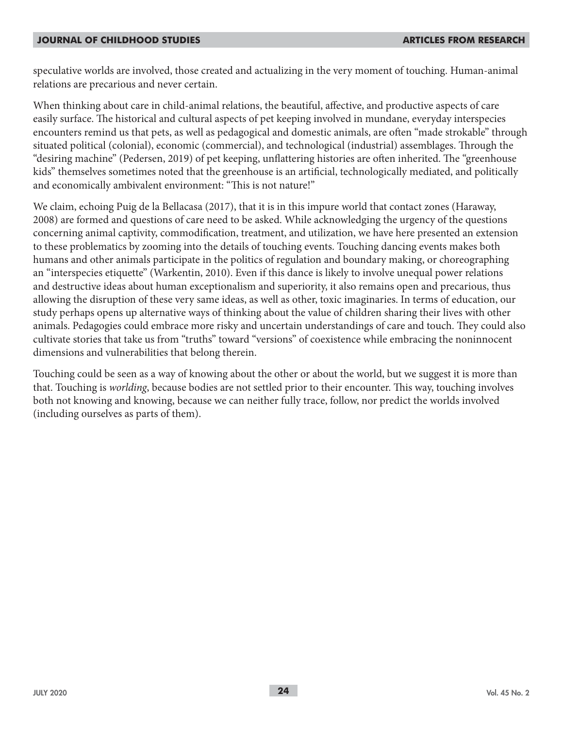speculative worlds are involved, those created and actualizing in the very moment of touching. Human-animal relations are precarious and never certain.

When thinking about care in child-animal relations, the beautiful, affective, and productive aspects of care easily surface. The historical and cultural aspects of pet keeping involved in mundane, everyday interspecies encounters remind us that pets, as well as pedagogical and domestic animals, are often "made strokable" through situated political (colonial), economic (commercial), and technological (industrial) assemblages. Through the "desiring machine" (Pedersen, 2019) of pet keeping, unflattering histories are often inherited. The "greenhouse kids" themselves sometimes noted that the greenhouse is an artificial, technologically mediated, and politically and economically ambivalent environment: "This is not nature!"

We claim, echoing Puig de la Bellacasa (2017), that it is in this impure world that contact zones (Haraway, 2008) are formed and questions of care need to be asked. While acknowledging the urgency of the questions concerning animal captivity, commodification, treatment, and utilization, we have here presented an extension to these problematics by zooming into the details of touching events. Touching dancing events makes both humans and other animals participate in the politics of regulation and boundary making, or choreographing an "interspecies etiquette" (Warkentin, 2010). Even if this dance is likely to involve unequal power relations and destructive ideas about human exceptionalism and superiority, it also remains open and precarious, thus allowing the disruption of these very same ideas, as well as other, toxic imaginaries. In terms of education, our study perhaps opens up alternative ways of thinking about the value of children sharing their lives with other animals. Pedagogies could embrace more risky and uncertain understandings of care and touch. They could also cultivate stories that take us from "truths" toward "versions" of coexistence while embracing the noninnocent dimensions and vulnerabilities that belong therein.

Touching could be seen as a way of knowing about the other or about the world, but we suggest it is more than that. Touching is *worlding*, because bodies are not settled prior to their encounter. This way, touching involves both not knowing and knowing, because we can neither fully trace, follow, nor predict the worlds involved (including ourselves as parts of them).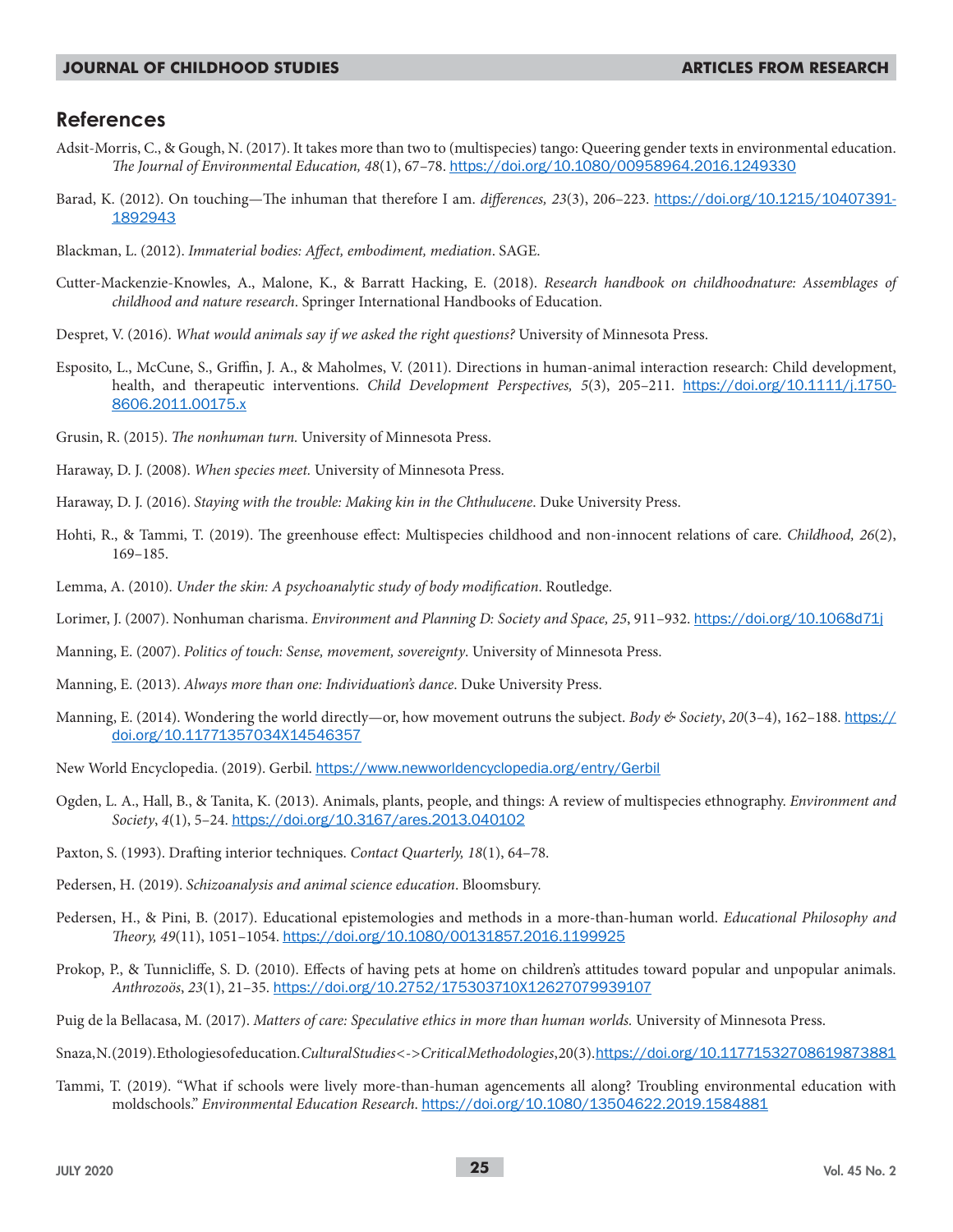## References

Adsit-Morris, C., & Gough, N. (2017). It takes more than two to (multispecies) tango: Queering gender texts in environmental education. *The Journal of Environmental Education, 48*(1), 67–78. https://doi.org/10.1080/00958964.2016.1249330

Barad, K. (2012). On touching—The inhuman that therefore I am. *differences, 23*(3), 206–223. https://doi.org/10.1215/10407391-1892943

Blackman, L. (2012). *Immaterial bodies: Affect, embodiment, mediation*. SAGE.

Cutter-Mackenzie-Knowles, A., Malone, K., & Barratt Hacking, E. (2018). *Research handbook on childhoodnature: Assemblages of childhood and nature research*. Springer International Handbooks of Education.

Despret, V. (2016). *What would animals say if we asked the right questions?* University of Minnesota Press.

Esposito, L., McCune, S., Griffin, J. A., & Maholmes, V. (2011). Directions in human-animal interaction research: Child development, health, and therapeutic interventions. *Child Development Perspectives, 5*(3), 205–211. https://doi.org/10.1111/j.1750-8606.2011.00175.x

Grusin, R. (2015). *The nonhuman turn.* University of Minnesota Press.

Haraway, D. J. (2008). *When species meet.* University of Minnesota Press.

Haraway, D. J. (2016). *Staying with the trouble: Making kin in the Chthulucene*. Duke University Press.

Hohti, R., & Tammi, T. (2019). The greenhouse effect: Multispecies childhood and non-innocent relations of care. *Childhood, 26*(2), 169–185.

Lemma, A. (2010). *Under the skin: A psychoanalytic study of body modification*. Routledge.

Lorimer, J. (2007). Nonhuman charisma. *Environment and Planning D: Society and Space, 25*, 911–932. https://doi.org/10.1068d71j

Manning, E. (2007). *Politics of touch: Sense, movement, sovereignty*. University of Minnesota Press.

Manning, E. (2013). *Always more than one: Individuation's dance*. Duke University Press.

Manning, E. (2014). Wondering the world directly—or, how movement outruns the subject. *Body & Society*, *20*(3–4), 162–188. https://doi.org/10.11771357034X14546357

New World Encyclopedia. (2019). Gerbil. https://www.newworldencyclopedia.org/entry/Gerbil

Ogden, L. A., Hall, B., & Tanita, K. (2013). Animals, plants, people, and things: A review of multispecies ethnography. *Environment and Society*, *4*(1), 5–24. https://doi.org/10.3167/ares.2013.040102

Paxton, S. (1993). Drafting interior techniques. *Contact Quarterly, 18*(1), 64–78.

Pedersen, H. (2019). *Schizoanalysis and animal science education*. Bloomsbury.

Pedersen, H., & Pini, B. (2017). Educational epistemologies and methods in a more-than-human world. *Educational Philosophy and Theory, 49*(11), 1051–1054. https://doi.org/10.1080/00131857.2016.1199925

Prokop, P., & Tunnicliffe, S. D. (2010). Effects of having pets at home on children's attitudes toward popular and unpopular animals. *Anthrozoös*, *23*(1), 21–35. https://doi.org/10.2752/175303710X12627079939107

Puig de la Bellacasa, M. (2017). *Matters of care: Speculative ethics in more than human worlds.* University of Minnesota Press.

Snaza, N. (2019). Ethologies of education. *Cultural Studies <-> Critical Methodologies*, 20(3). https://doi.org/10.11771532708619873881

Tammi, T. (2019). "What if schools were lively more-than-human agencements all along? Troubling environmental education with moldschools." *Environmental Education Research*. https://doi.org/10.1080/13504622.2019.1584881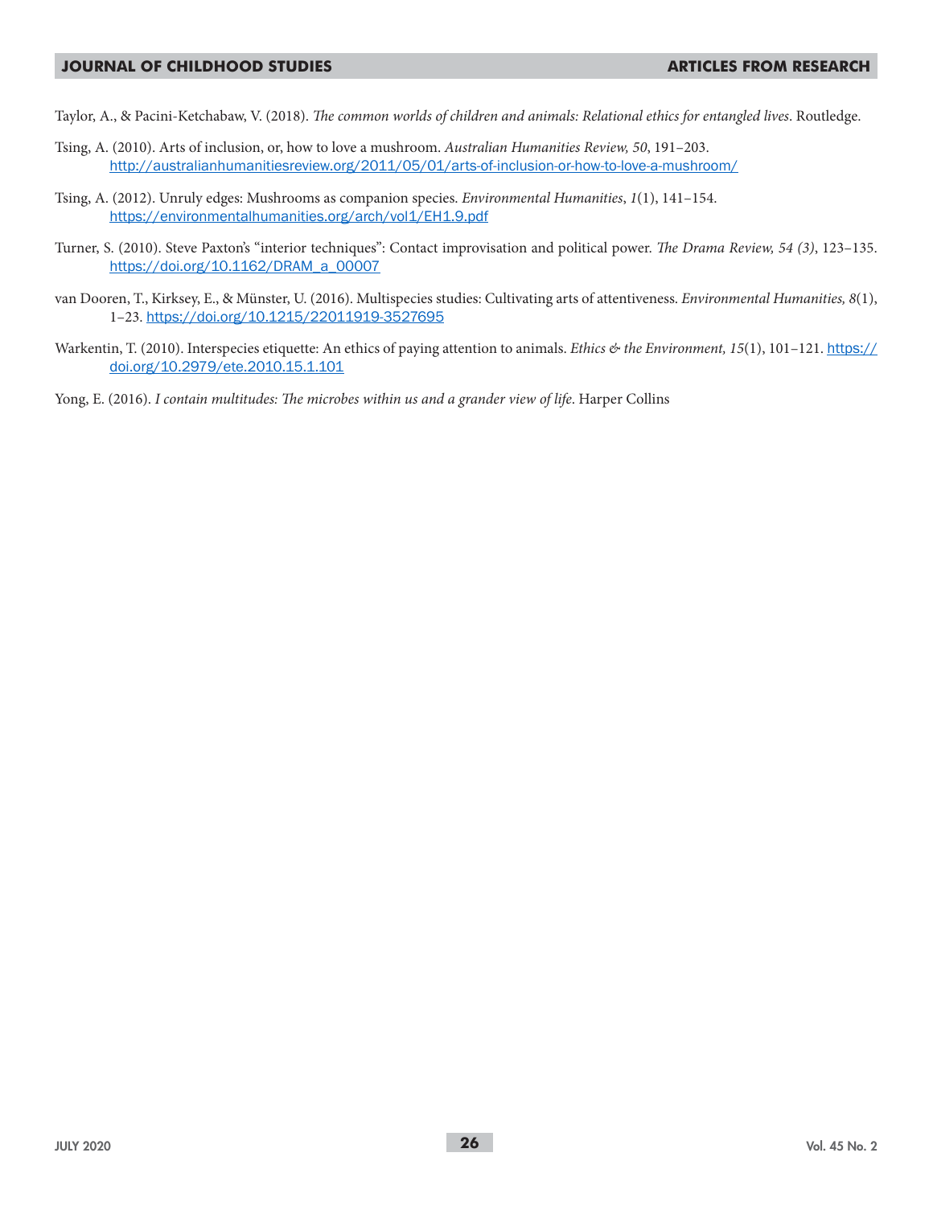Taylor, A., & Pacini-Ketchabaw, V. (2018). *The common worlds of children and animals: Relational ethics for entangled lives*. Routledge.

Tsing, A. (2010). Arts of inclusion, or, how to love a mushroom. *Australian Humanities Review, 50*, 191–203. http://australianhumanitiesreview.org/2011/05/01/arts-of-inclusion-or-how-to-love-a-mushroom/

Tsing, A. (2012). Unruly edges: Mushrooms as companion species. *Environmental Humanities*, *1*(1), 141–154. https://environmentalhumanities.org/arch/vol1/EH1.9.pdf

Turner, S. (2010). Steve Paxton's "interior techniques": Contact improvisation and political power. *The Drama Review, 54 (3)*, 123–135. https://doi.org/10.1162/DRAM_a_00007

van Dooren, T., Kirksey, E., & Münster, U. (2016). Multispecies studies: Cultivating arts of attentiveness. *Environmental Humanities, 8*(1), 1–23. https://doi.org/10.1215/22011919-3527695

Warkentin, T. (2010). Interspecies etiquette: An ethics of paying attention to animals. *Ethics & the Environment, 15*(1), 101–121. https://doi.org/10.2979/ete.2010.15.1.101

Yong, E. (2016). *I contain multitudes: The microbes within us and a grander view of life*. Harper Collins